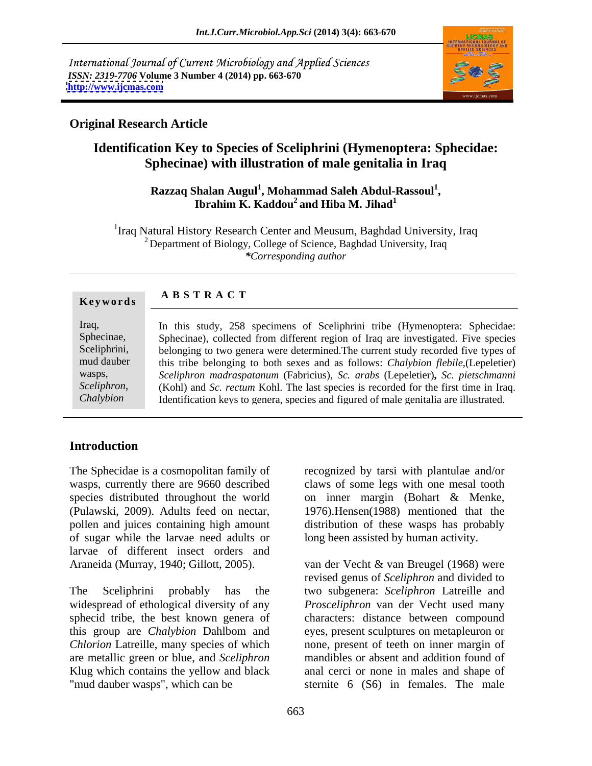International Journal of Current Microbiology and Applied Sciences
*ISSN: 2319-7706* **Volume 3 Number 4 (2014) pp. 663-670**
**http://www.ijcmas.com**

**Original Research Article**

# Identification Key to Species of Sceliphrini (Hymenoptera: Sphecidae: Sphecinae) with illustration of male genitalia in Iraq

**Razzaq Shalan Augul[1], Mohammad Saleh Abdul-Rassoul[1], Ibrahim K. Kaddou[2] and Hiba M. Jihad[1]**

[1]Iraq Natural History Research Center and Meusum, Baghdad University, Iraq
[2]Department of Biology, College of Science, Baghdad University, Iraq
*\*Corresponding author*

**Keywords**

Iraq, Sphecinae, Sceliphrini, mud dauber wasps, *Sceliphron*, *Chalybion*

**A B S T R A C T**

In this study, 258 specimens of Sceliphrini tribe (Hymenoptera: Sphecidae: Sphecinae), collected from different region of Iraq are investigated. Five species belonging to two genera were determined.The current study recorded five types of this tribe belonging to both sexes and as follows: *Chalybion flebile*,(Lepeletier) *Sceliphron madraspatanum* (Fabricius), *Sc. arabs* (Lepeletier)**,** *Sc. pietschmanni* (Kohl) and *Sc. rectum* Kohl. The last species is recorded for the first time in Iraq. Identification keys to genera, species and figured of male genitalia are illustrated.

## Introduction

The Sphecidae is a cosmopolitan family of wasps, currently there are 9660 described species distributed throughout the world (Pulawski, 2009). Adults feed on nectar, pollen and juices containing high amount of sugar while the larvae need adults or larvae of different insect orders and Araneida (Murray, 1940; Gillott, 2005).

The Sceliphrini probably has the widespread of ethological diversity of any sphecid tribe, the best known genera of this group are *Chalybion* Dahlbom and *Chlorion* Latreille, many species of which are metallic green or blue, and *Sceliphron* Klug which contains the yellow and black "mud dauber wasps", which can be recognized by tarsi with plantulae and/or claws of some legs with one mesal tooth on inner margin (Bohart & Menke, 1976).Hensen(1988) mentioned that the distribution of these wasps has probably long been assisted by human activity.

van der Vecht & van Breugel (1968) were revised genus of *Sceliphron* and divided to two subgenera: *Sceliphron* Latreille and *Prosceliphron* van der Vecht used many characters: distance between compound eyes, present sculptures on metapleuron or none, present of teeth on inner margin of mandibles or absent and addition found of anal cerci or none in males and shape of sternite 6 (S6) in females. The male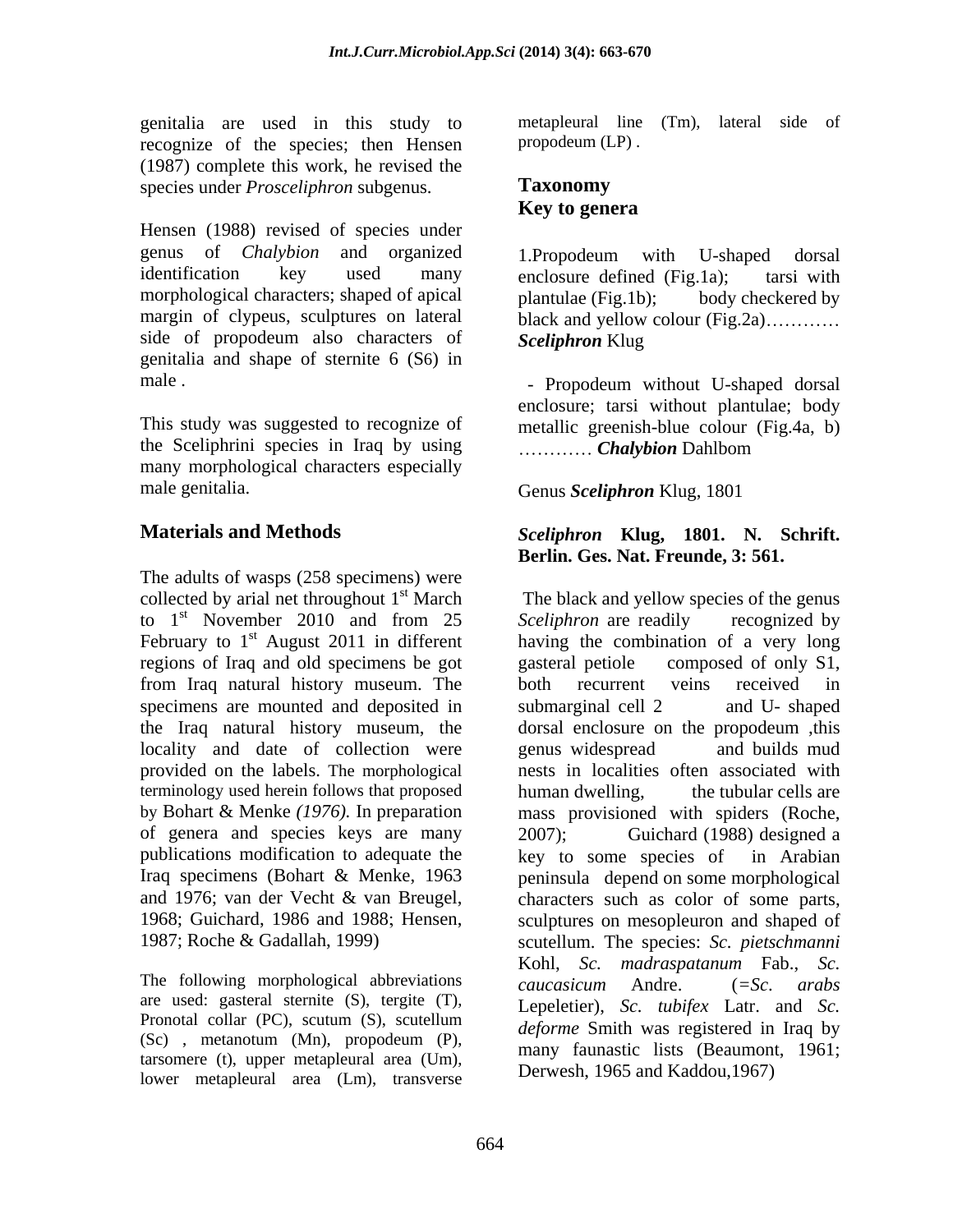genitalia are used in this study to recognize of the species; then Hensen (1987) complete this work, he revised the species under *Prosceliphron* subgenus.

Hensen (1988) revised of species under genus of *Chalybion* and organized identification key used many morphological characters; shaped of apical margin of clypeus, sculptures on lateral side of propodeum also characters of genitalia and shape of sternite 6 (S6) in male .

This study was suggested to recognize of the Sceliphrini species in Iraq by using many morphological characters especially male genitalia.

## Materials and Methods

The adults of wasps (258 specimens) were collected by arial net throughout 1st March to 1st November 2010 and from 25 February to 1st August 2011 in different regions of Iraq and old specimens be got from Iraq natural history museum. The specimens are mounted and deposited in the Iraq natural history museum, the locality and date of collection were provided on the labels. The morphological terminology used herein follows that proposed by Bohart & Menke *(1976).* In preparation of genera and species keys are many publications modification to adequate the Iraq specimens (Bohart & Menke, 1963 and 1976; van der Vecht & van Breugel, 1968; Guichard, 1986 and 1988; Hensen, 1987; Roche & Gadallah, 1999)

The following morphological abbreviations are used: gasteral sternite (S), tergite (T), Pronotal collar (PC), scutum (S), scutellum (Sc) , metanotum (Mn), propodeum (P), tarsomere (t), upper metapleural area (Um), lower metapleural area (Lm), transverse metapleural line (Tm), lateral side of propodeum (LP) .

## Taxonomy

## Key to genera

1.Propodeum with U-shaped dorsal enclosure defined (Fig.1a); tarsi with plantulae (Fig.1b); body checkered by black and yellow colour (Fig.2a)………… ***Sceliphron*** Klug

- Propodeum without U-shaped dorsal enclosure; tarsi without plantulae; body metallic greenish-blue colour (Fig.4a, b) ………… ***Chalybion*** Dahlbom

Genus ***Sceliphron*** Klug, 1801

***Sceliphron* Klug, 1801. N. Schrift. Berlin. Ges. Nat. Freunde, 3: 561.**

The black and yellow species of the genus *Sceliphron* are readily recognized by having the combination of a very long gasteral petiole composed of only S1, both recurrent veins received in submarginal cell 2 and U- shaped dorsal enclosure on the propodeum ,this genus widespread and builds mud nests in localities often associated with human dwelling, the tubular cells are mass provisioned with spiders (Roche, 2007); Guichard (1988) designed a key to some species of in Arabian peninsula depend on some morphological characters such as color of some parts, sculptures on mesopleuron and shaped of scutellum. The species: *Sc. pietschmanni* Kohl, *Sc. madraspatanum* Fab., *Sc. caucasicum* Andre. (=*Sc. arabs* Lepeletier), *Sc. tubifex* Latr. and *Sc. deforme* Smith was registered in Iraq by many faunastic lists (Beaumont, 1961; Derwesh, 1965 and Kaddou,1967)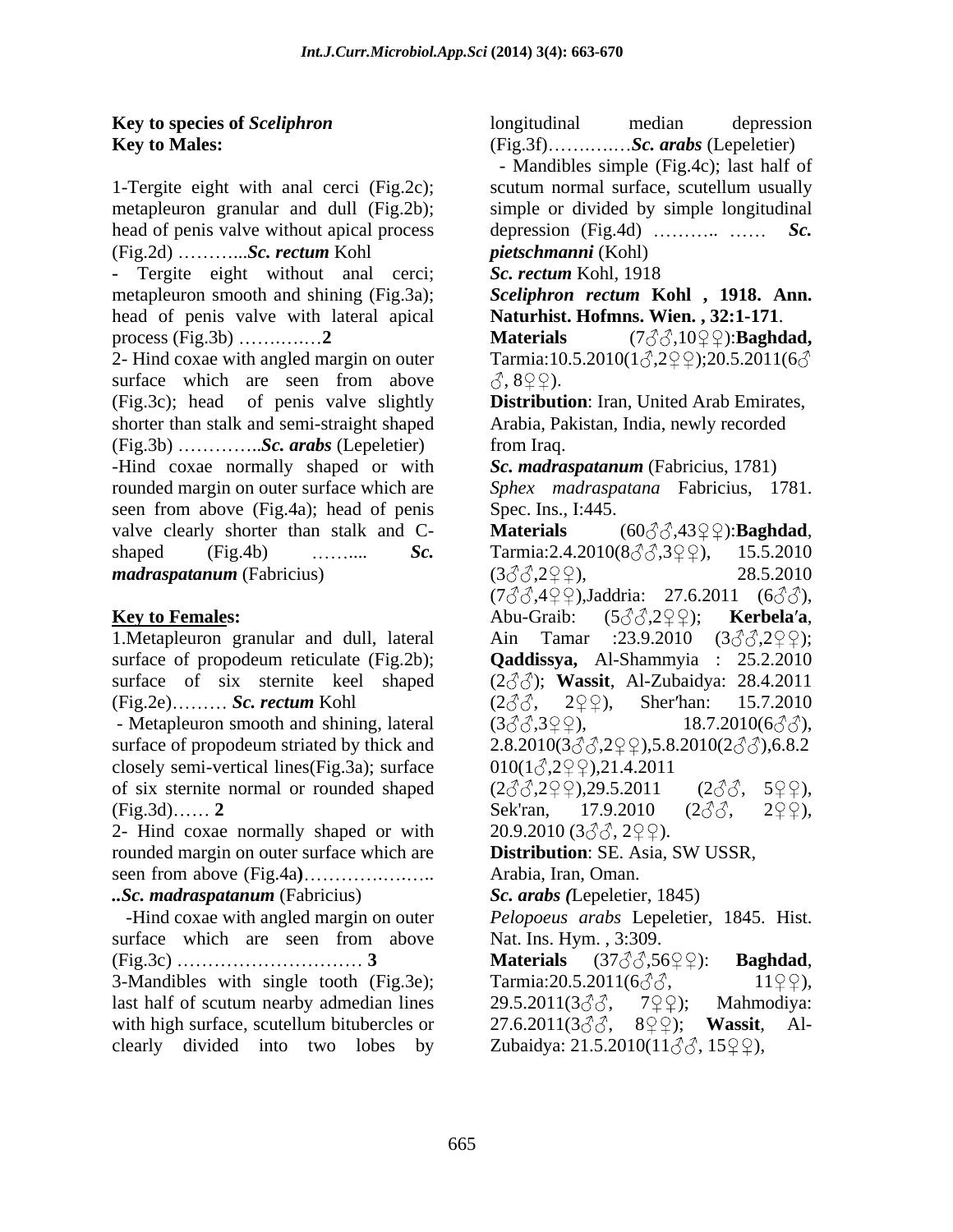**Key to species of *Sceliphron***

**Key to Males:**

1-Tergite eight with anal cerci (Fig.2c); metapleuron granular and dull (Fig.2b); head of penis valve without apical process (Fig.2d) ………..***Sc. rectum*** Kohl

- Tergite eight without anal cerci; metapleuron smooth and shining (Fig.3a); head of penis valve with lateral apical process (Fig.3b) ………….**2**

2- Hind coxae with angled margin on outer surface which are seen from above (Fig.3c); head of penis valve slightly shorter than stalk and semi-straight shaped (Fig.3b) …………..***Sc. arabs*** (Lepeletier)

-Hind coxae normally shaped or with rounded margin on outer surface which are seen from above (Fig.4a); head of penis valve clearly shorter than stalk and C-shaped (Fig.4b) ……... ***Sc. madraspatanum*** (Fabricius)

**Key to Females:**

1.Metapleuron granular and dull, lateral surface of propodeum reticulate (Fig.2b); surface of six sternite keel shaped (Fig.2e)……… ***Sc. rectum*** Kohl

- Metapleuron smooth and shining, lateral surface of propodeum striated by thick and closely semi-vertical lines(Fig.3a); surface of six sternite normal or rounded shaped (Fig.3d)…… **2**

2- Hind coxae normally shaped or with rounded margin on outer surface which are seen from above (Fig.4a)…………….…….. **..*Sc. madraspatanum*** (Fabricius)

-Hind coxae with angled margin on outer surface which are seen from above (Fig.3c) ………………………… **3**

3-Mandibles with single tooth (Fig.3e); last half of scutum nearby admedian lines with high surface, scutellum bitubercles or clearly divided into two lobes by longitudinal median depression (Fig.3f)…….….…***Sc. arabs*** (Lepeletier)

- Mandibles simple (Fig.4c); last half of scutum normal surface, scutellum usually simple or divided by simple longitudinal depression (Fig.4d) ……….. …… ***Sc. pietschmanni*** (Kohl)

***Sc. rectum*** **Kohl, 1918**

***Sceliphron rectum*** **Kohl , 1918. Ann. Naturhist. Hofmns. Wien. , 32:1-171**.

**Materials** (7♂♂,10♀♀):**Baghdad,** Tarmia:10.5.2010(1♂,2♀♀);20.5.2011(6♂♂, 8♀♀).

**Distribution**: Iran, United Arab Emirates, Arabia, Pakistan, India, newly recorded from Iraq.

***Sc. madraspatanum*** **(Fabricius, 1781)**

*Sphex madraspatana* Fabricius, 1781. Spec. Ins., I:445.

**Materials** (60♂♂,43♀♀):**Baghdad**, Tarmia:2.4.2010(8♂♂,3♀♀), 15.5.2010 (3♂♂,2♀♀), 28.5.2010 (7♂♂,4♀♀),Jaddria: 27.6.2011 (6♂♂), Abu-Graib: (5♂♂,2♀♀); **Kerbela′a**, Ain Tamar :23.9.2010 (3♂♂,2♀♀); **Qaddissya,** Al-Shammyia : 25.2.2010 (2♂♂); **Wassit**, Al-Zubaidya: 28.4.2011 (2♂♂, 2♀♀), Sher′han: 15.7.2010 (3♂♂,3♀♀), 18.7.2010(6♂♂), 2.8.2010(3♂♂,2♀♀),5.8.2010(2♂♂),6.8.2010(1♂,2♀♀),21.4.2011 (2♂♂,2♀♀),29.5.2011 (2♂♂, 5♀♀), Sek'ran, 17.9.2010 (2♂♂, 2♀♀), 20.9.2010 (3♂♂, 2♀♀).

**Distribution**: SE. Asia, SW USSR, Arabia, Iran, Oman.

***Sc. arabs*** **(Lepeletier, 1845)**

*Pelopoeus arabs* Lepeletier, 1845. Hist. Nat. Ins. Hym. , 3:309.

**Materials** (37♂♂,56♀♀): **Baghdad**, Tarmia:20.5.2011(6♂♂, 11♀♀), 29.5.2011(3♂♂, 7♀♀); Mahmodiya: 27.6.2011(3♂♂, 8♀♀); **Wassit**, Al-Zubaidya: 21.5.2010(11♂♂, 15♀♀),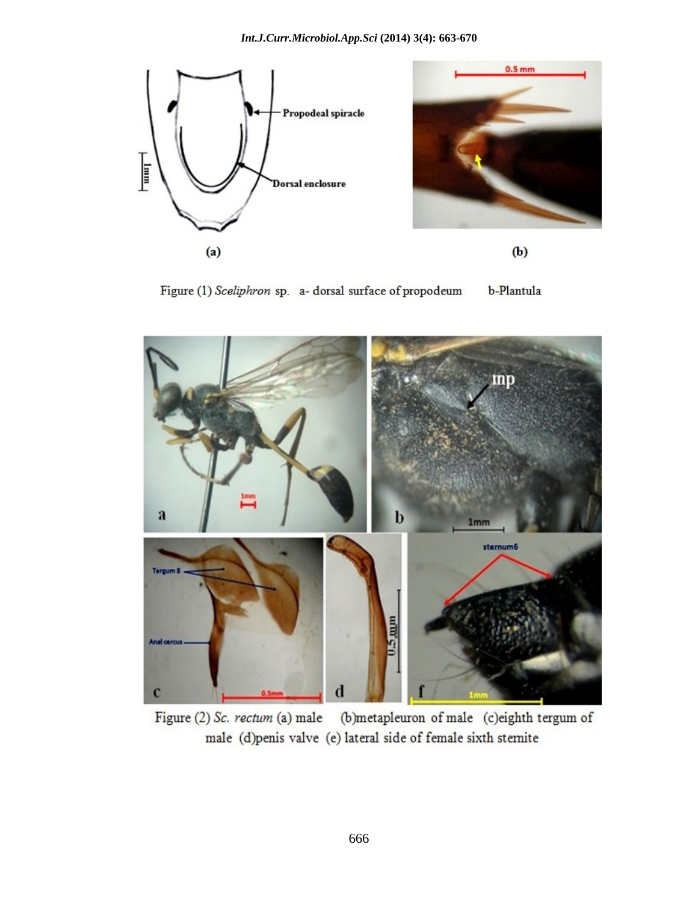Figure (1) *Sceliphron* sp. a- dorsal surface of propodeum b-Plantula

Figure (2) *Sc. rectum* (a) male (b)metapleuron of male (c)eighth tergum of male (d)penis valve (e) lateral side of female sixth sternite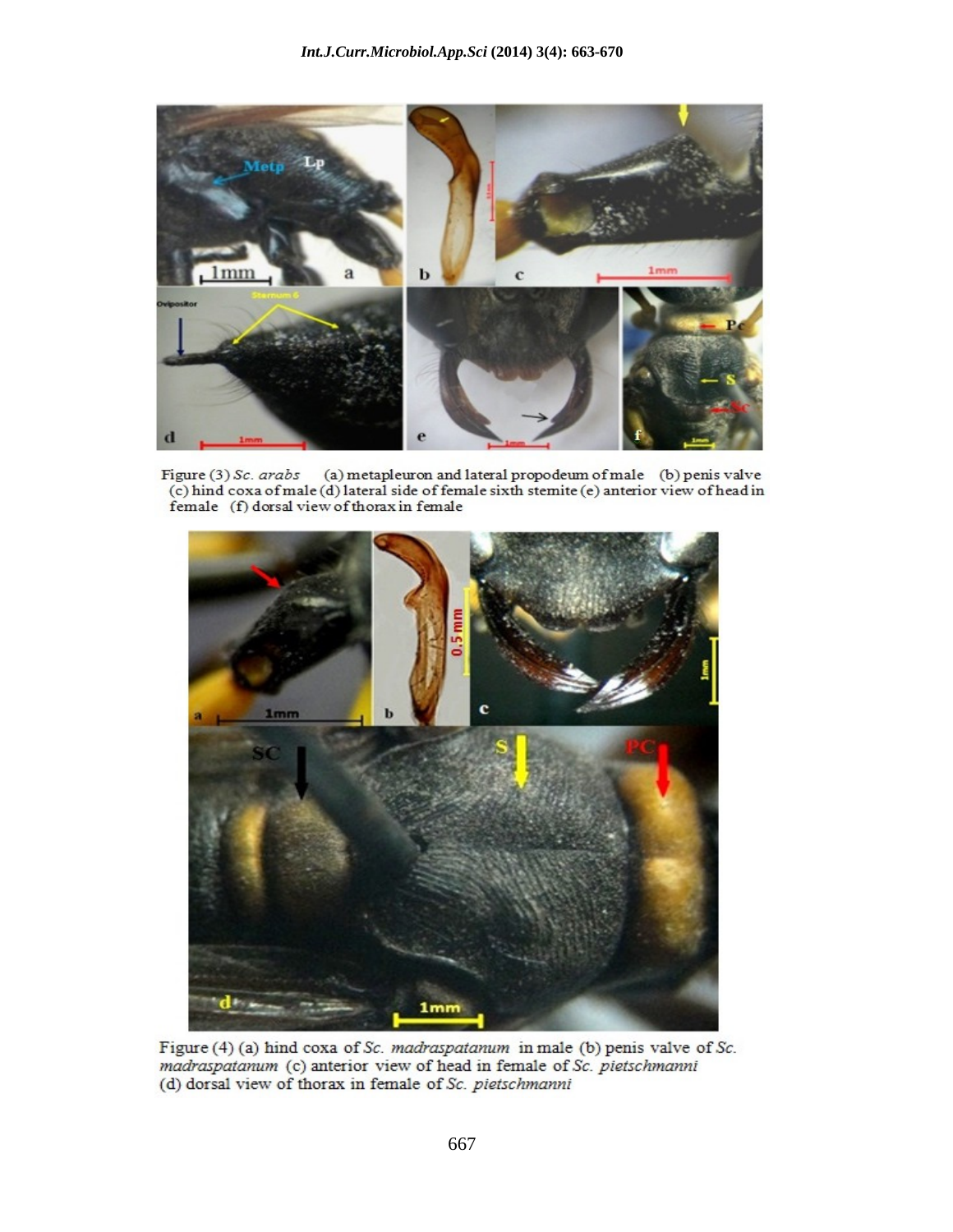Figure (3) *Sc. arabs* (a) metapleuron and lateral propodeum of male (b) penis valve (c) hind coxa of male (d) lateral side of female sixth sternite (e) anterior view of head in female (f) dorsal view of thorax in female

Figure (4) (a) hind coxa of *Sc. madraspatanum* in male (b) penis valve of *Sc. madraspatanum* (c) anterior view of head in female of *Sc. pietschmanni* (d) dorsal view of thorax in female of *Sc. pietschmanni*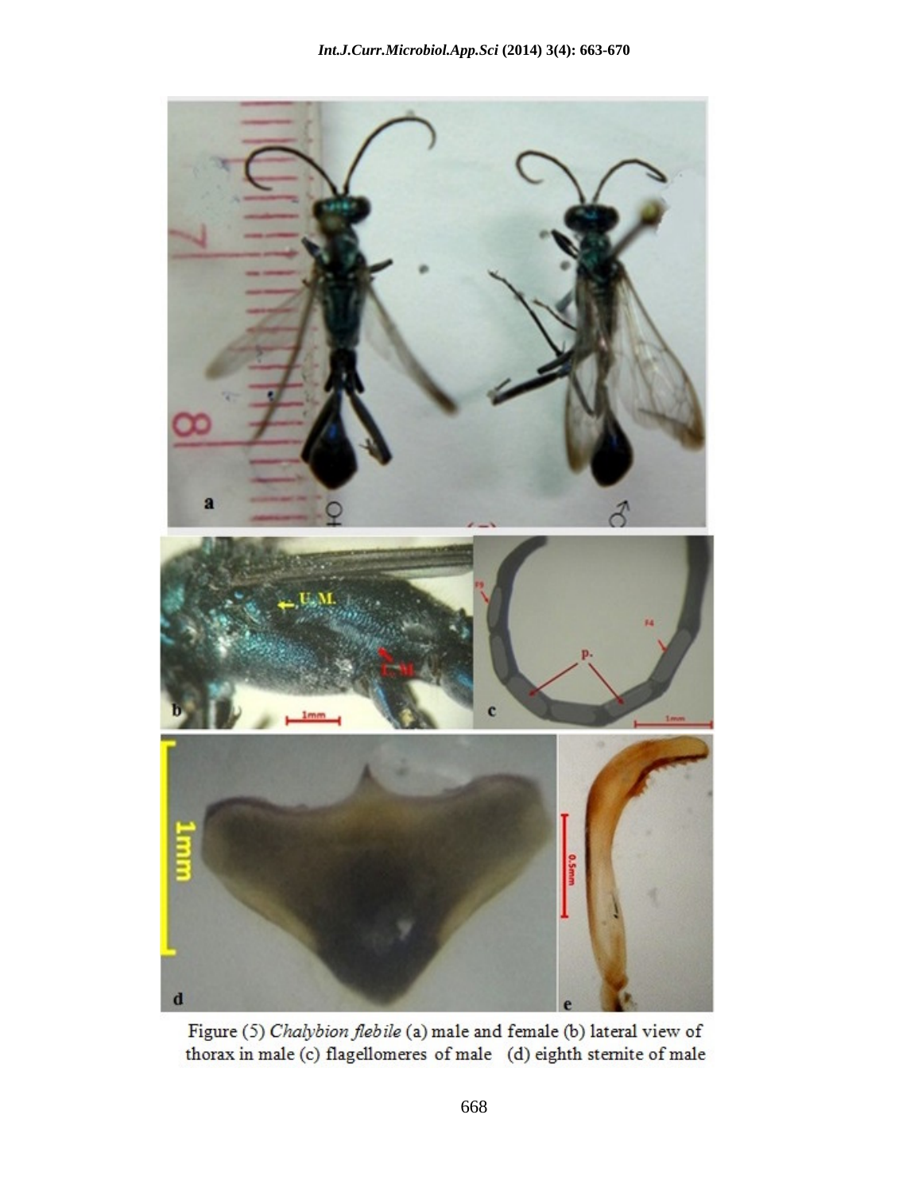Figure (5) *Chalybion flebile* (a) male and female (b) lateral view of thorax in male (c) flagellomeres of male (d) eighth sternite of male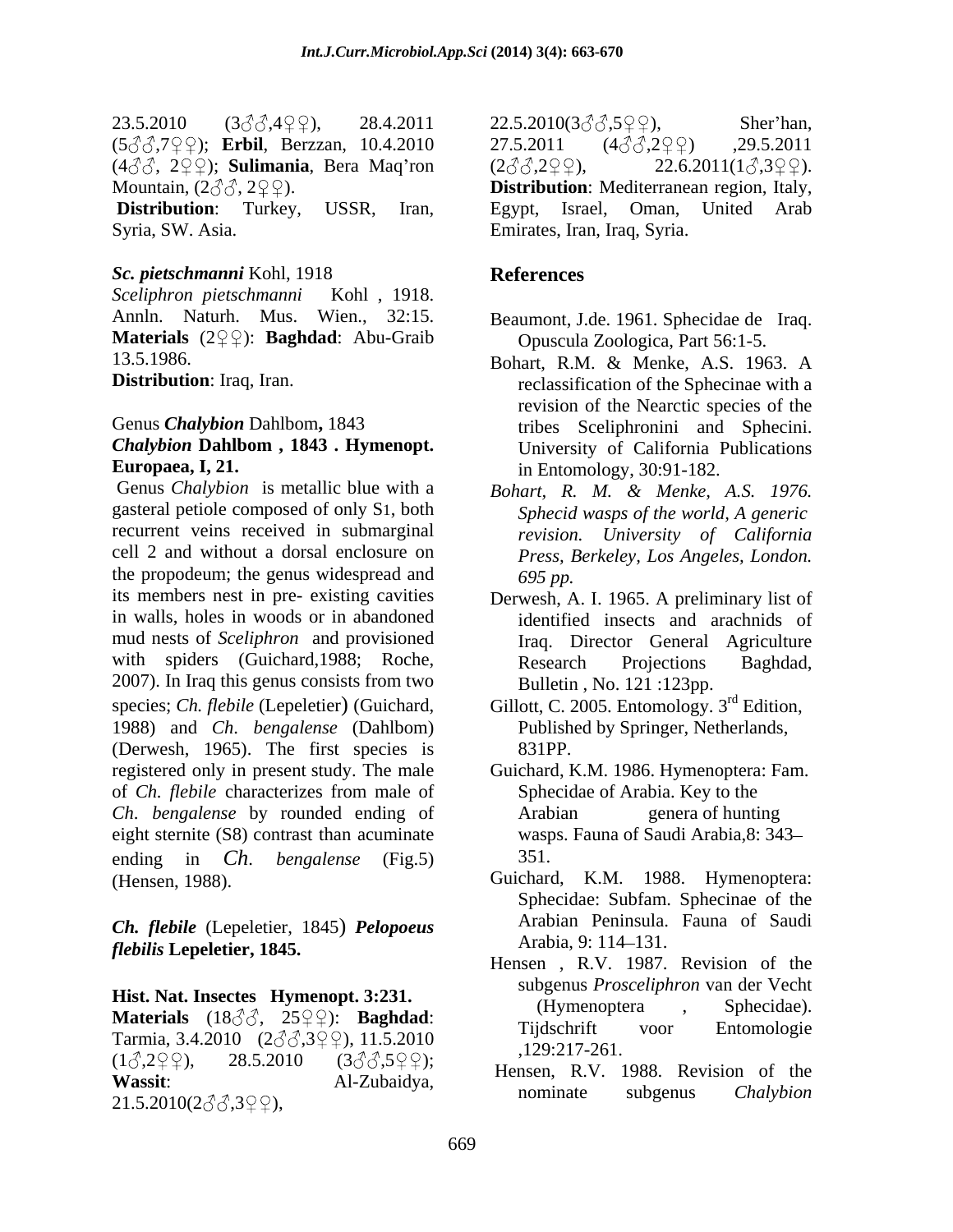23.5.2010 (3♂♂,4♀♀), 28.4.2011 (5♂♂,7♀♀); **Erbil**, Berzzan, 10.4.2010 (4♂♂, 2♀♀); **Sulimania**, Bera Maq'ron Mountain, (2♂♂, 2♀♀).

**Distribution**: Turkey, USSR, Iran, Syria, SW. Asia.

***Sc. pietschmanni*** Kohl, 1918

*Sceliphron pietschmanni* Kohl , 1918. Annln. Naturh. Mus. Wien., 32:15.

**Materials** (2♀♀): **Baghdad**: Abu-Graib 13.5.1986.

**Distribution**: Iraq, Iran.

Genus ***Chalybion*** Dahlbom**,** 1843

***Chalybion*** **Dahlbom , 1843 . Hymenopt. Europaea, I, 21.**

Genus *Chalybion* is metallic blue with a gasteral petiole composed of only S1, both recurrent veins received in submarginal cell 2 and without a dorsal enclosure on the propodeum; the genus widespread and its members nest in pre- existing cavities in walls, holes in woods or in abandoned mud nests of *Sceliphron* and provisioned with spiders (Guichard,1988; Roche, 2007). In Iraq this genus consists from two species; *Ch. flebile* (Lepeletier) (Guichard, 1988) and *Ch*. *bengalense* (Dahlbom) (Derwesh, 1965). The first species is registered only in present study. The male of *Ch. flebile* characterizes from male of *Ch*. *bengalense* by rounded ending of eight sternite (S8) contrast than acuminate ending in *Ch*. *bengalense* (Fig.5) (Hensen, 1988).

***Ch. flebile*** (Lepeletier, 1845) ***Pelopoeus flebilis*** **Lepeletier, 1845.**

**Hist. Nat. Insectes Hymenopt. 3:231.**

**Materials** (18♂♂, 25♀♀): **Baghdad**: Tarmia, 3.4.2010 (2♂♂,3♀♀), 11.5.2010 (1♂,2♀♀), 28.5.2010 (3♂♂,5♀♀); **Wassit**: Al-Zubaidya, 21.5.2010(2♂♂,3♀♀), 22.5.2010(3♂♂,5♀♀), Sher'han, 27.5.2011 (4♂♂,2♀♀) ,29.5.2011 (2♂♂,2♀♀), 22.6.2011(1♂,3♀♀).

**Distribution**: Mediterranean region, Italy, Egypt, Israel, Oman, United Arab Emirates, Iran, Iraq, Syria.

## References

Beaumont, J.de. 1961. Sphecidae de Iraq. Opuscula Zoologica, Part 56:1-5.

Bohart, R.M. & Menke, A.S. 1963. A reclassification of the Sphecinae with a revision of the Nearctic species of the tribes Sceliphronini and Sphecini. University of California Publications in Entomology, 30:91-182.

*Bohart, R. M. & Menke, A.S. 1976. Sphecid wasps of the world, A generic revision. University of California Press, Berkeley, Los Angeles, London. 695 pp.*

Derwesh, A. I. 1965. A preliminary list of identified insects and arachnids of Iraq. Director General Agriculture Research Projections Baghdad, Bulletin , No. 121 :123pp.

Gillott, C. 2005. Entomology. 3rd Edition, Published by Springer, Netherlands, 831PP.

Guichard, K.M. 1986. Hymenoptera: Fam. Sphecidae of Arabia. Key to the Arabian genera of hunting wasps. Fauna of Saudi Arabia,8: 343–351.

Guichard, K.M. 1988. Hymenoptera: Sphecidae: Subfam. Sphecinae of the Arabian Peninsula. Fauna of Saudi Arabia, 9: 114–131.

Hensen , R.V. 1987. Revision of the subgenus *Prosceliphron* van der Vecht (Hymenoptera , Sphecidae). Tijdschrift voor Entomologie ,129:217-261.

Hensen, R.V. 1988. Revision of the nominate subgenus *Chalybion*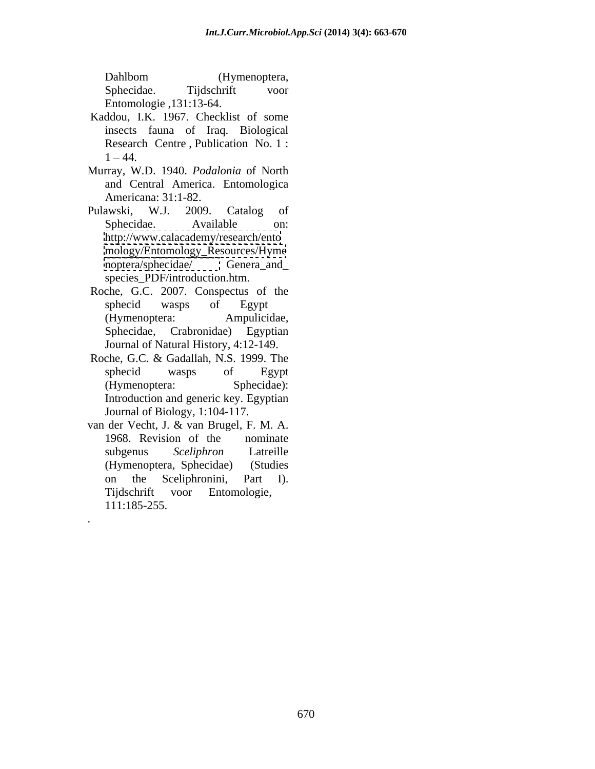Dahlbom (Hymenoptera, Sphecidae. Tijdschrift voor Entomologie ,131:13-64.

Kaddou, I.K. 1967. Checklist of some insects fauna of Iraq. Biological Research Centre , Publication No. 1 : 1 – 44.

Murray, W.D. 1940. *Podalonia* of North and Central America. Entomologica Americana: 31:1-82.

Pulawski, W.J. 2009. Catalog of Sphecidae. Available on: http://www.calacademy/research/entomology/Entomology_Resources/Hymenoptera/sphecidae/ Genera_and_species_PDF/introduction.htm.

Roche, G.C. 2007. Conspectus of the sphecid wasps of Egypt (Hymenoptera: Ampulicidae, Sphecidae, Crabronidae) Egyptian Journal of Natural History, 4:12-149.

Roche, G.C. & Gadallah, N.S. 1999. The sphecid wasps of Egypt (Hymenoptera: Sphecidae): Introduction and generic key. Egyptian Journal of Biology, 1:104-117.

van der Vecht, J. & van Brugel, F. M. A. 1968. Revision of the nominate subgenus *Sceliphron* Latreille (Hymenoptera, Sphecidae) (Studies on the Sceliphronini, Part I). Tijdschrift voor Entomologie, 111:185-255.